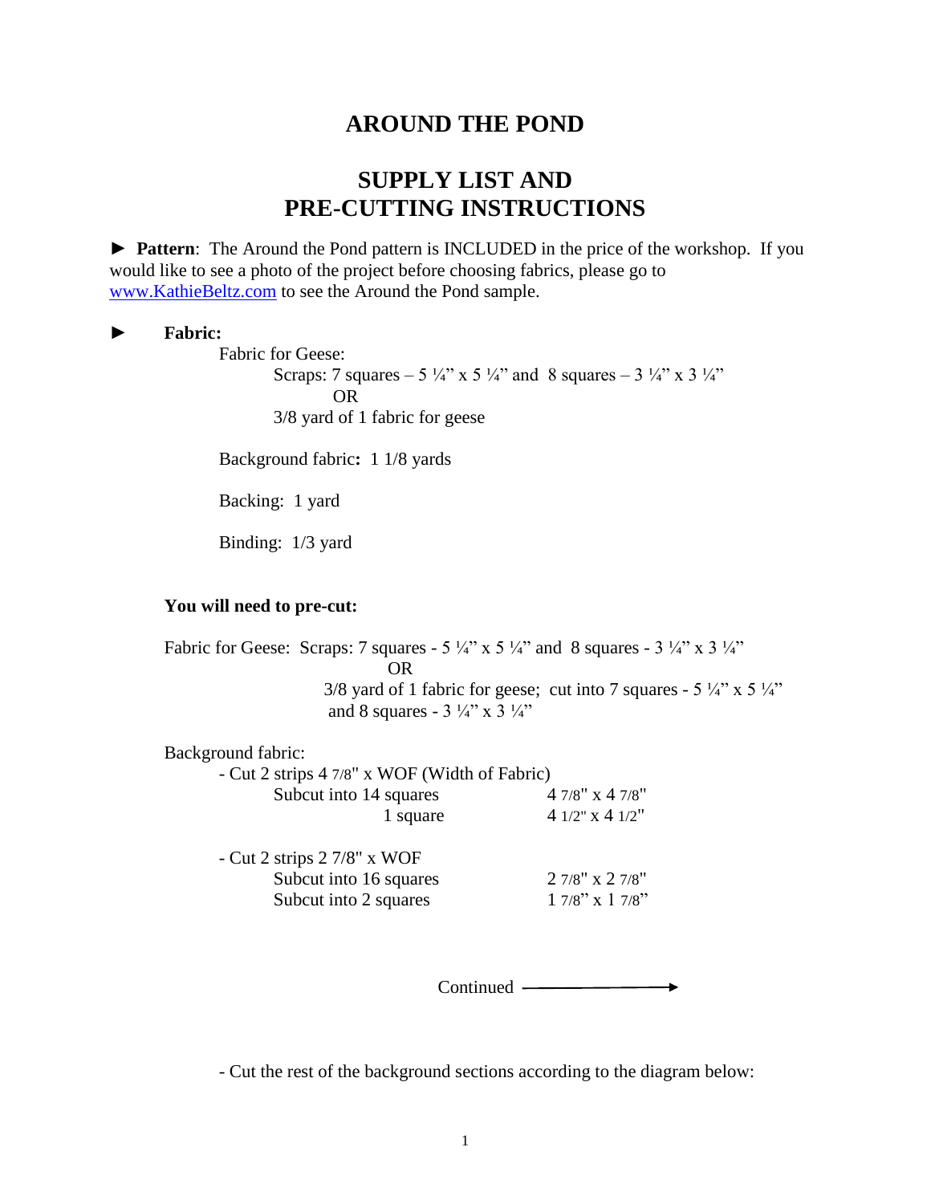# AROUND THE POND

## SUPPLY LIST AND PRE-CUTTING INSTRUCTIONS

► **Pattern**: The Around the Pond pattern is INCLUDED in the price of the workshop. If you would like to see a photo of the project before choosing fabrics, please go to www.KathieBeltz.com to see the Around the Pond sample.

► **Fabric:**

Fabric for Geese:

Scraps: 7 squares – 5 ¼" x 5 ¼" and 8 squares – 3 ¼" x 3 ¼"

OR

3/8 yard of 1 fabric for geese

Background fabric**:** 1 1/8 yards

Backing: 1 yard

Binding: 1/3 yard

**You will need to pre-cut:**

Fabric for Geese: Scraps: 7 squares - 5 ¼" x 5 ¼" and 8 squares - 3 ¼" x 3 ¼"

OR

3/8 yard of 1 fabric for geese; cut into 7 squares - 5 ¼" x 5 ¼" and 8 squares - 3 ¼" x 3 ¼"

Background fabric:

- Cut 2 strips 4 7/8" x WOF (Width of Fabric)
  - Subcut into 14 squares 4 7/8" x 4 7/8"
  - 1 square 4 1/2" x 4 1/2"

- Cut 2 strips 2 7/8" x WOF
  - Subcut into 16 squares 2 7/8" x 2 7/8"
  - Subcut into 2 squares 1 7/8" x 1 7/8"

Continued ⟶

- Cut the rest of the background sections according to the diagram below: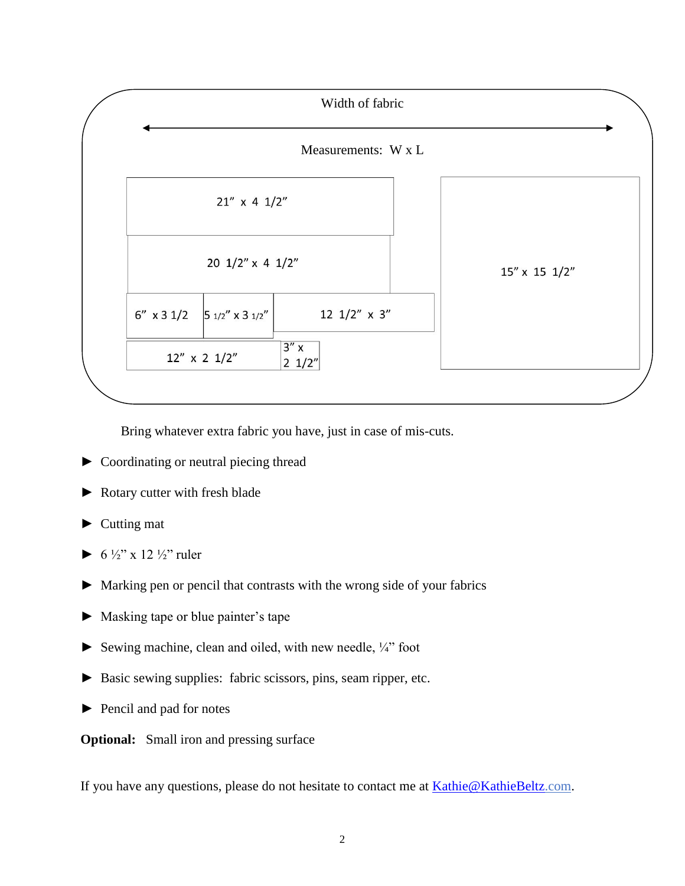Width of fabric

Measurements: W x L

21” x 4 1/2”

20 1/2” x 4 1/2”

6” x 3 1/2

5 1/2” x 3 1/2”

12 1/2” x 3”

12” x 2 1/2”

3” x 2 1/2”

15” x 15 1/2”

Bring whatever extra fabric you have, just in case of mis-cuts.

- Coordinating or neutral piecing thread
- Rotary cutter with fresh blade
- Cutting mat
- 6 ½” x 12 ½” ruler
- Marking pen or pencil that contrasts with the wrong side of your fabrics
- Masking tape or blue painter’s tape
- Sewing machine, clean and oiled, with new needle, ¼” foot
- Basic sewing supplies: fabric scissors, pins, seam ripper, etc.
- Pencil and pad for notes

**Optional:** Small iron and pressing surface

If you have any questions, please do not hesitate to contact me at Kathie@KathieBeltz.com.